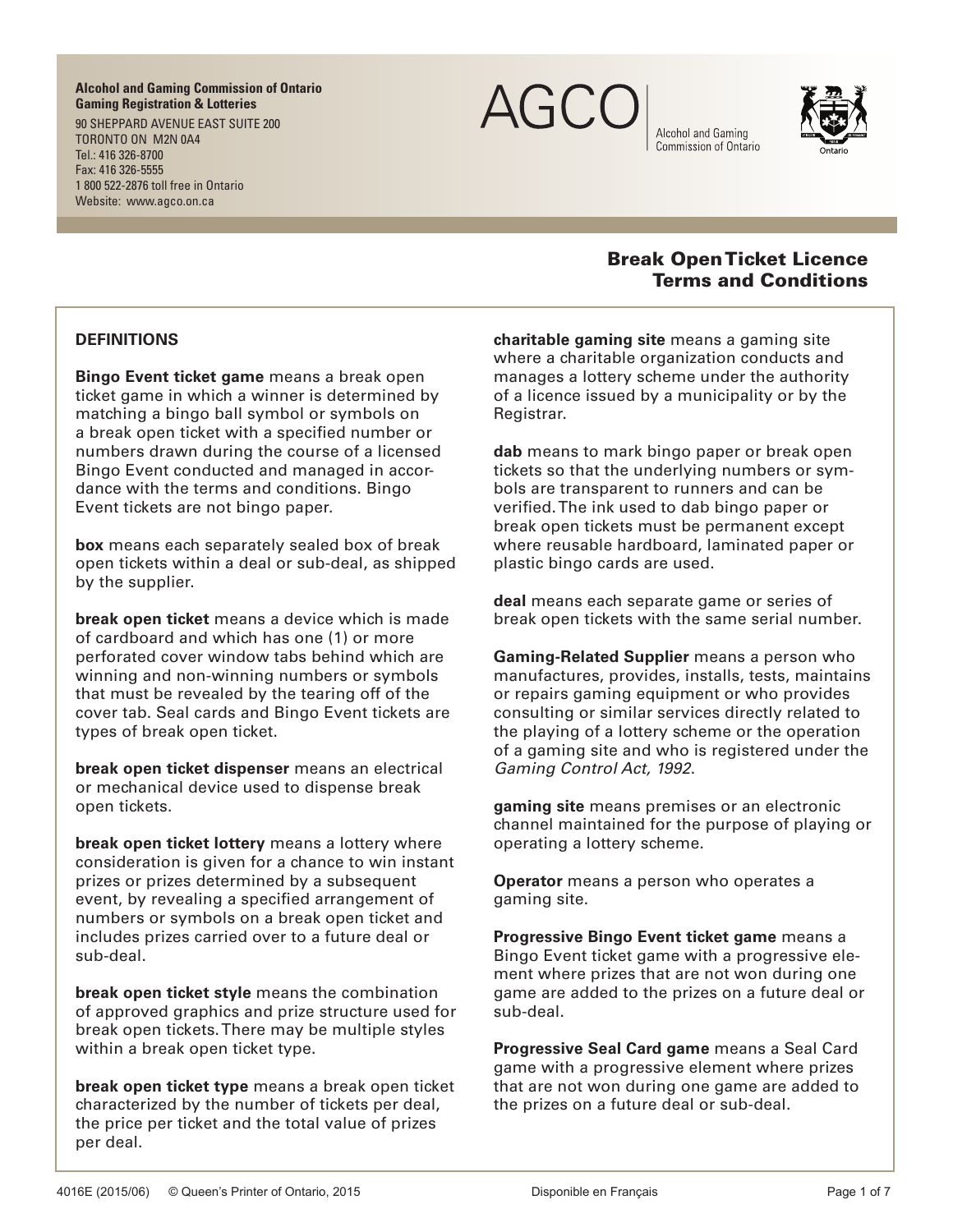**Alcohol and Gaming Commission of Ontario**
**Gaming Registration & Lotteries**
90 SHEPPARD AVENUE EAST SUITE 200
TORONTO ON M2N 0A4
Tel.: 416 326-8700
Fax: 416 326-5555
1 800 522-2876 toll free in Ontario
Website: www.agco.on.ca

AGCO | Alcohol and Gaming Commission of Ontario

Ontario

# Break Open Ticket Licence Terms and Conditions

## DEFINITIONS

**Bingo Event ticket game** means a break open ticket game in which a winner is determined by matching a bingo ball symbol or symbols on a break open ticket with a specified number or numbers drawn during the course of a licensed Bingo Event conducted and managed in accordance with the terms and conditions. Bingo Event tickets are not bingo paper.

**box** means each separately sealed box of break open tickets within a deal or sub-deal, as shipped by the supplier.

**break open ticket** means a device which is made of cardboard and which has one (1) or more perforated cover window tabs behind which are winning and non-winning numbers or symbols that must be revealed by the tearing off of the cover tab. Seal cards and Bingo Event tickets are types of break open ticket.

**break open ticket dispenser** means an electrical or mechanical device used to dispense break open tickets.

**break open ticket lottery** means a lottery where consideration is given for a chance to win instant prizes or prizes determined by a subsequent event, by revealing a specified arrangement of numbers or symbols on a break open ticket and includes prizes carried over to a future deal or sub-deal.

**break open ticket style** means the combination of approved graphics and prize structure used for break open tickets. There may be multiple styles within a break open ticket type.

**break open ticket type** means a break open ticket characterized by the number of tickets per deal, the price per ticket and the total value of prizes per deal.

**charitable gaming site** means a gaming site where a charitable organization conducts and manages a lottery scheme under the authority of a licence issued by a municipality or by the Registrar.

**dab** means to mark bingo paper or break open tickets so that the underlying numbers or symbols are transparent to runners and can be verified. The ink used to dab bingo paper or break open tickets must be permanent except where reusable hardboard, laminated paper or plastic bingo cards are used.

**deal** means each separate game or series of break open tickets with the same serial number.

**Gaming-Related Supplier** means a person who manufactures, provides, installs, tests, maintains or repairs gaming equipment or who provides consulting or similar services directly related to the playing of a lottery scheme or the operation of a gaming site and who is registered under the *Gaming Control Act, 1992*.

**gaming site** means premises or an electronic channel maintained for the purpose of playing or operating a lottery scheme.

**Operator** means a person who operates a gaming site.

**Progressive Bingo Event ticket game** means a Bingo Event ticket game with a progressive element where prizes that are not won during one game are added to the prizes on a future deal or sub-deal.

**Progressive Seal Card game** means a Seal Card game with a progressive element where prizes that are not won during one game are added to the prizes on a future deal or sub-deal.

4016E (2015/06) © Queen's Printer of Ontario, 2015 Disponible en Français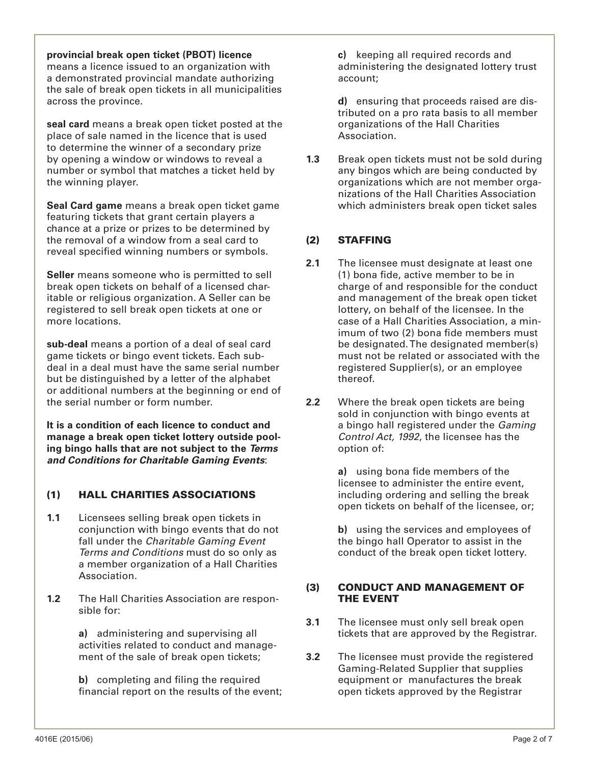**provincial break open ticket (PBOT) licence** means a licence issued to an organization with a demonstrated provincial mandate authorizing the sale of break open tickets in all municipalities across the province.

**seal card** means a break open ticket posted at the place of sale named in the licence that is used to determine the winner of a secondary prize by opening a window or windows to reveal a number or symbol that matches a ticket held by the winning player.

**Seal Card game** means a break open ticket game featuring tickets that grant certain players a chance at a prize or prizes to be determined by the removal of a window from a seal card to reveal specified winning numbers or symbols.

**Seller** means someone who is permitted to sell break open tickets on behalf of a licensed charitable or religious organization. A Seller can be registered to sell break open tickets at one or more locations.

**sub-deal** means a portion of a deal of seal card game tickets or bingo event tickets. Each sub-deal in a deal must have the same serial number but be distinguished by a letter of the alphabet or additional numbers at the beginning or end of the serial number or form number.

**It is a condition of each licence to conduct and manage a break open ticket lottery outside pooling bingo halls that are not subject to the *Terms and Conditions for Charitable Gaming Events*:**

## (1) HALL CHARITIES ASSOCIATIONS

**1.1** Licensees selling break open tickets in conjunction with bingo events that do not fall under the *Charitable Gaming Event Terms and Conditions* must do so only as a member organization of a Hall Charities Association.

**1.2** The Hall Charities Association are responsible for:

**a)** administering and supervising all activities related to conduct and management of the sale of break open tickets;

**b)** completing and filing the required financial report on the results of the event;

**c)** keeping all required records and administering the designated lottery trust account;

**d)** ensuring that proceeds raised are distributed on a pro rata basis to all member organizations of the Hall Charities Association.

**1.3** Break open tickets must not be sold during any bingos which are being conducted by organizations which are not member organizations of the Hall Charities Association which administers break open ticket sales

## (2) STAFFING

**2.1** The licensee must designate at least one (1) bona fide, active member to be in charge of and responsible for the conduct and management of the break open ticket lottery, on behalf of the licensee. In the case of a Hall Charities Association, a minimum of two (2) bona fide members must be designated. The designated member(s) must not be related or associated with the registered Supplier(s), or an employee thereof.

**2.2** Where the break open tickets are being sold in conjunction with bingo events at a bingo hall registered under the *Gaming Control Act, 1992*, the licensee has the option of:

**a)** using bona fide members of the licensee to administer the entire event, including ordering and selling the break open tickets on behalf of the licensee, or;

**b)** using the services and employees of the bingo hall Operator to assist in the conduct of the break open ticket lottery.

## (3) CONDUCT AND MANAGEMENT OF THE EVENT

**3.1** The licensee must only sell break open tickets that are approved by the Registrar.

**3.2** The licensee must provide the registered Gaming-Related Supplier that supplies equipment or manufactures the break open tickets approved by the Registrar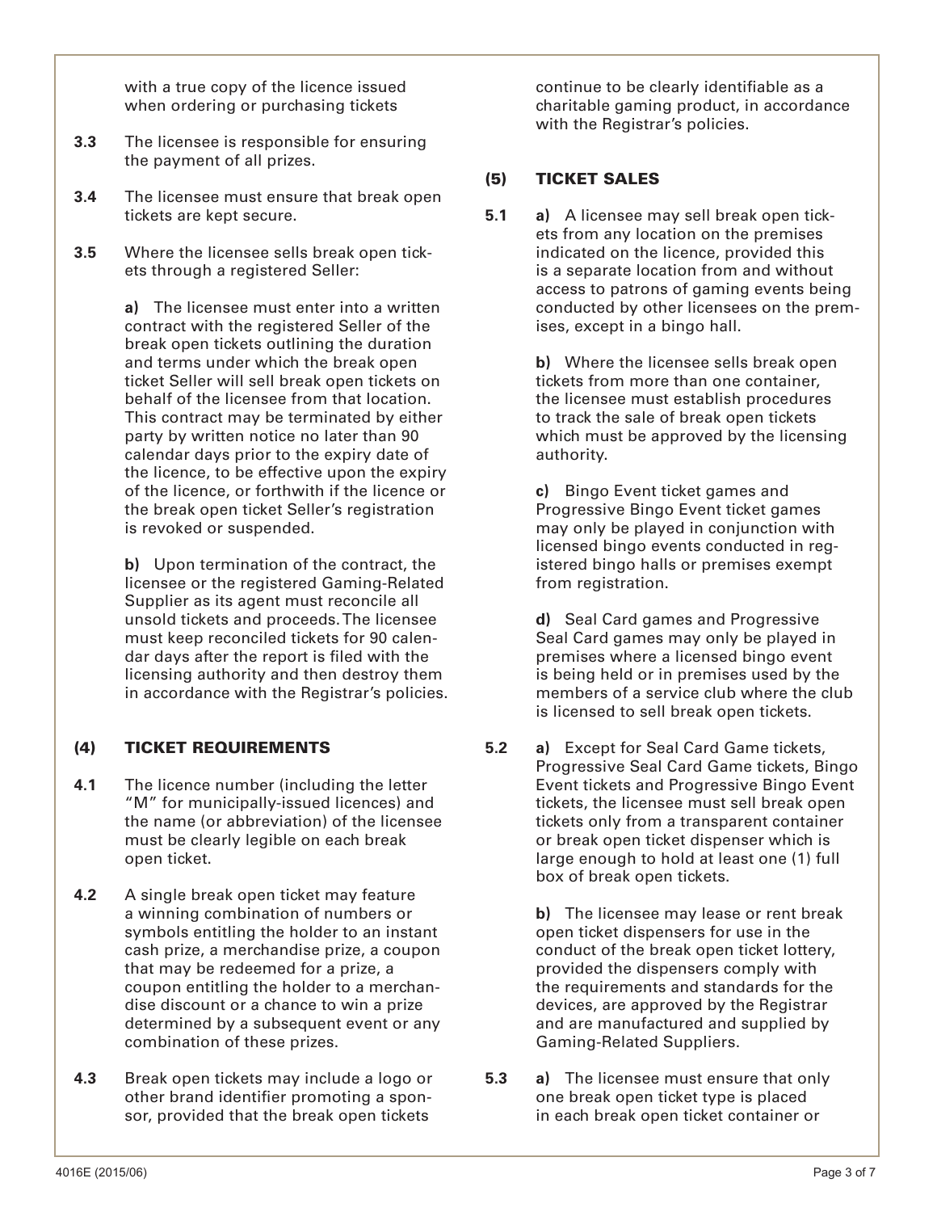with a true copy of the licence issued when ordering or purchasing tickets

**3.3** The licensee is responsible for ensuring the payment of all prizes.

**3.4** The licensee must ensure that break open tickets are kept secure.

**3.5** Where the licensee sells break open tickets through a registered Seller:

**a)** The licensee must enter into a written contract with the registered Seller of the break open tickets outlining the duration and terms under which the break open ticket Seller will sell break open tickets on behalf of the licensee from that location. This contract may be terminated by either party by written notice no later than 90 calendar days prior to the expiry date of the licence, to be effective upon the expiry of the licence, or forthwith if the licence or the break open ticket Seller's registration is revoked or suspended.

**b)** Upon termination of the contract, the licensee or the registered Gaming-Related Supplier as its agent must reconcile all unsold tickets and proceeds. The licensee must keep reconciled tickets for 90 calendar days after the report is filed with the licensing authority and then destroy them in accordance with the Registrar's policies.

## (4) TICKET REQUIREMENTS

**4.1** The licence number (including the letter "M" for municipally-issued licences) and the name (or abbreviation) of the licensee must be clearly legible on each break open ticket.

**4.2** A single break open ticket may feature a winning combination of numbers or symbols entitling the holder to an instant cash prize, a merchandise prize, a coupon that may be redeemed for a prize, a coupon entitling the holder to a merchandise discount or a chance to win a prize determined by a subsequent event or any combination of these prizes.

**4.3** Break open tickets may include a logo or other brand identifier promoting a sponsor, provided that the break open tickets continue to be clearly identifiable as a charitable gaming product, in accordance with the Registrar's policies.

## (5) TICKET SALES

**5.1** **a)** A licensee may sell break open tickets from any location on the premises indicated on the licence, provided this is a separate location from and without access to patrons of gaming events being conducted by other licensees on the premises, except in a bingo hall.

**b)** Where the licensee sells break open tickets from more than one container, the licensee must establish procedures to track the sale of break open tickets which must be approved by the licensing authority.

**c)** Bingo Event ticket games and Progressive Bingo Event ticket games may only be played in conjunction with licensed bingo events conducted in registered bingo halls or premises exempt from registration.

**d)** Seal Card games and Progressive Seal Card games may only be played in premises where a licensed bingo event is being held or in premises used by the members of a service club where the club is licensed to sell break open tickets.

**5.2** **a)** Except for Seal Card Game tickets, Progressive Seal Card Game tickets, Bingo Event tickets and Progressive Bingo Event tickets, the licensee must sell break open tickets only from a transparent container or break open ticket dispenser which is large enough to hold at least one (1) full box of break open tickets.

**b)** The licensee may lease or rent break open ticket dispensers for use in the conduct of the break open ticket lottery, provided the dispensers comply with the requirements and standards for the devices, are approved by the Registrar and are manufactured and supplied by Gaming-Related Suppliers.

**5.3** **a)** The licensee must ensure that only one break open ticket type is placed in each break open ticket container or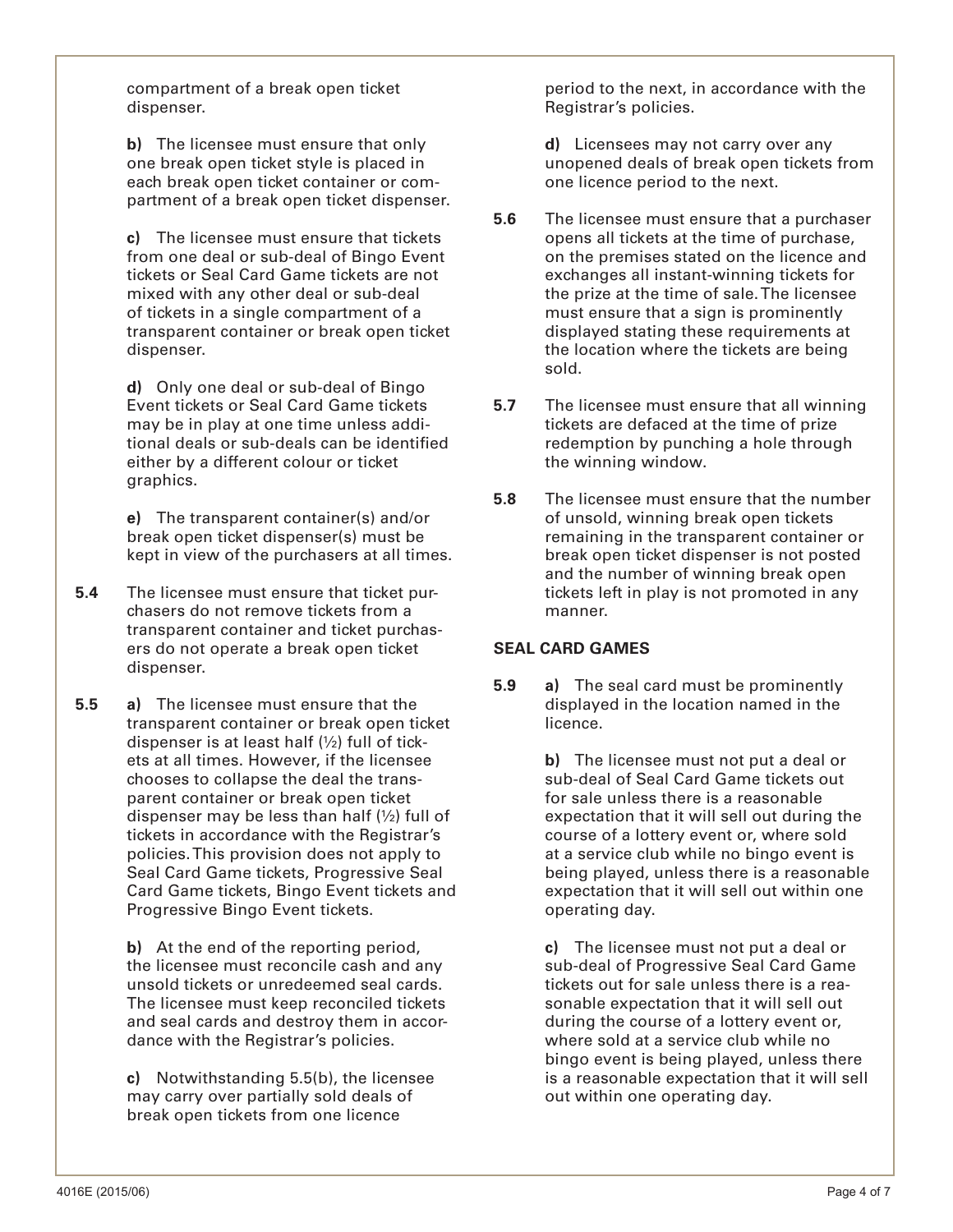compartment of a break open ticket dispenser.

**b)** The licensee must ensure that only one break open ticket style is placed in each break open ticket container or compartment of a break open ticket dispenser.

**c)** The licensee must ensure that tickets from one deal or sub-deal of Bingo Event tickets or Seal Card Game tickets are not mixed with any other deal or sub-deal of tickets in a single compartment of a transparent container or break open ticket dispenser.

**d)** Only one deal or sub-deal of Bingo Event tickets or Seal Card Game tickets may be in play at one time unless additional deals or sub-deals can be identified either by a different colour or ticket graphics.

**e)** The transparent container(s) and/or break open ticket dispenser(s) must be kept in view of the purchasers at all times.

**5.4** The licensee must ensure that ticket purchasers do not remove tickets from a transparent container and ticket purchasers do not operate a break open ticket dispenser.

**5.5** **a)** The licensee must ensure that the transparent container or break open ticket dispenser is at least half (½) full of tickets at all times. However, if the licensee chooses to collapse the deal the transparent container or break open ticket dispenser may be less than half (½) full of tickets in accordance with the Registrar's policies. This provision does not apply to Seal Card Game tickets, Progressive Seal Card Game tickets, Bingo Event tickets and Progressive Bingo Event tickets.

**b)** At the end of the reporting period, the licensee must reconcile cash and any unsold tickets or unredeemed seal cards. The licensee must keep reconciled tickets and seal cards and destroy them in accordance with the Registrar's policies.

**c)** Notwithstanding 5.5(b), the licensee may carry over partially sold deals of break open tickets from one licence period to the next, in accordance with the Registrar's policies.

**d)** Licensees may not carry over any unopened deals of break open tickets from one licence period to the next.

**5.6** The licensee must ensure that a purchaser opens all tickets at the time of purchase, on the premises stated on the licence and exchanges all instant-winning tickets for the prize at the time of sale. The licensee must ensure that a sign is prominently displayed stating these requirements at the location where the tickets are being sold.

**5.7** The licensee must ensure that all winning tickets are defaced at the time of prize redemption by punching a hole through the winning window.

**5.8** The licensee must ensure that the number of unsold, winning break open tickets remaining in the transparent container or break open ticket dispenser is not posted and the number of winning break open tickets left in play is not promoted in any manner.

**SEAL CARD GAMES**

**5.9** **a)** The seal card must be prominently displayed in the location named in the licence.

**b)** The licensee must not put a deal or sub-deal of Seal Card Game tickets out for sale unless there is a reasonable expectation that it will sell out during the course of a lottery event or, where sold at a service club while no bingo event is being played, unless there is a reasonable expectation that it will sell out within one operating day.

**c)** The licensee must not put a deal or sub-deal of Progressive Seal Card Game tickets out for sale unless there is a reasonable expectation that it will sell out during the course of a lottery event or, where sold at a service club while no bingo event is being played, unless there is a reasonable expectation that it will sell out within one operating day.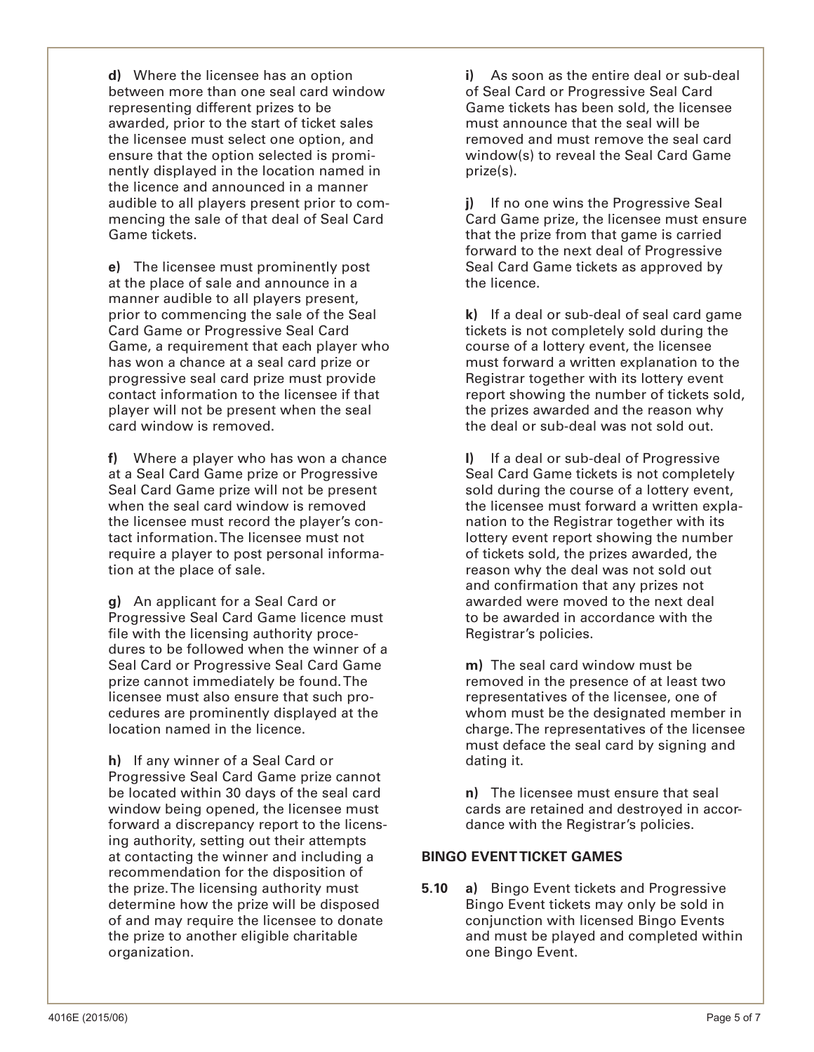**d)** Where the licensee has an option between more than one seal card window representing different prizes to be awarded, prior to the start of ticket sales the licensee must select one option, and ensure that the option selected is prominently displayed in the location named in the licence and announced in a manner audible to all players present prior to commencing the sale of that deal of Seal Card Game tickets.

**e)** The licensee must prominently post at the place of sale and announce in a manner audible to all players present, prior to commencing the sale of the Seal Card Game or Progressive Seal Card Game, a requirement that each player who has won a chance at a seal card prize or progressive seal card prize must provide contact information to the licensee if that player will not be present when the seal card window is removed.

**f)** Where a player who has won a chance at a Seal Card Game prize or Progressive Seal Card Game prize will not be present when the seal card window is removed the licensee must record the player's contact information. The licensee must not require a player to post personal information at the place of sale.

**g)** An applicant for a Seal Card or Progressive Seal Card Game licence must file with the licensing authority procedures to be followed when the winner of a Seal Card or Progressive Seal Card Game prize cannot immediately be found. The licensee must also ensure that such procedures are prominently displayed at the location named in the licence.

**h)** If any winner of a Seal Card or Progressive Seal Card Game prize cannot be located within 30 days of the seal card window being opened, the licensee must forward a discrepancy report to the licensing authority, setting out their attempts at contacting the winner and including a recommendation for the disposition of the prize. The licensing authority must determine how the prize will be disposed of and may require the licensee to donate the prize to another eligible charitable organization.

**i)** As soon as the entire deal or sub-deal of Seal Card or Progressive Seal Card Game tickets has been sold, the licensee must announce that the seal will be removed and must remove the seal card window(s) to reveal the Seal Card Game prize(s).

**j)** If no one wins the Progressive Seal Card Game prize, the licensee must ensure that the prize from that game is carried forward to the next deal of Progressive Seal Card Game tickets as approved by the licence.

**k)** If a deal or sub-deal of seal card game tickets is not completely sold during the course of a lottery event, the licensee must forward a written explanation to the Registrar together with its lottery event report showing the number of tickets sold, the prizes awarded and the reason why the deal or sub-deal was not sold out.

**l)** If a deal or sub-deal of Progressive Seal Card Game tickets is not completely sold during the course of a lottery event, the licensee must forward a written explanation to the Registrar together with its lottery event report showing the number of tickets sold, the prizes awarded, the reason why the deal was not sold out and confirmation that any prizes not awarded were moved to the next deal to be awarded in accordance with the Registrar's policies.

**m)** The seal card window must be removed in the presence of at least two representatives of the licensee, one of whom must be the designated member in charge. The representatives of the licensee must deface the seal card by signing and dating it.

**n)** The licensee must ensure that seal cards are retained and destroyed in accordance with the Registrar's policies.

**BINGO EVENT TICKET GAMES**

**5.10** **a)** Bingo Event tickets and Progressive Bingo Event tickets may only be sold in conjunction with licensed Bingo Events and must be played and completed within one Bingo Event.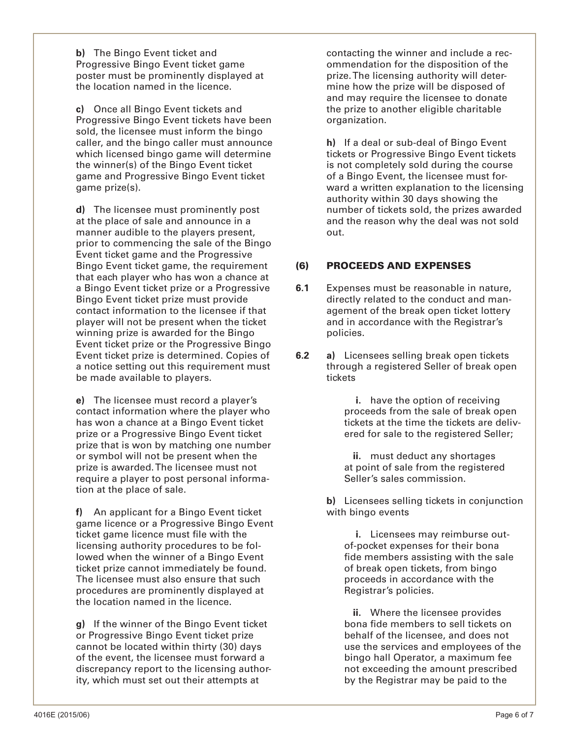**b)** The Bingo Event ticket and Progressive Bingo Event ticket game poster must be prominently displayed at the location named in the licence.

**c)** Once all Bingo Event tickets and Progressive Bingo Event tickets have been sold, the licensee must inform the bingo caller, and the bingo caller must announce which licensed bingo game will determine the winner(s) of the Bingo Event ticket game and Progressive Bingo Event ticket game prize(s).

**d)** The licensee must prominently post at the place of sale and announce in a manner audible to the players present, prior to commencing the sale of the Bingo Event ticket game and the Progressive Bingo Event ticket game, the requirement that each player who has won a chance at a Bingo Event ticket prize or a Progressive Bingo Event ticket prize must provide contact information to the licensee if that player will not be present when the ticket winning prize is awarded for the Bingo Event ticket prize or the Progressive Bingo Event ticket prize is determined. Copies of a notice setting out this requirement must be made available to players.

**e)** The licensee must record a player's contact information where the player who has won a chance at a Bingo Event ticket prize or a Progressive Bingo Event ticket prize that is won by matching one number or symbol will not be present when the prize is awarded. The licensee must not require a player to post personal information at the place of sale.

**f)** An applicant for a Bingo Event ticket game licence or a Progressive Bingo Event ticket game licence must file with the licensing authority procedures to be followed when the winner of a Bingo Event ticket prize cannot immediately be found. The licensee must also ensure that such procedures are prominently displayed at the location named in the licence.

**g)** If the winner of the Bingo Event ticket or Progressive Bingo Event ticket prize cannot be located within thirty (30) days of the event, the licensee must forward a discrepancy report to the licensing authority, which must set out their attempts at contacting the winner and include a recommendation for the disposition of the prize. The licensing authority will determine how the prize will be disposed of and may require the licensee to donate the prize to another eligible charitable organization.

**h)** If a deal or sub-deal of Bingo Event tickets or Progressive Bingo Event tickets is not completely sold during the course of a Bingo Event, the licensee must forward a written explanation to the licensing authority within 30 days showing the number of tickets sold, the prizes awarded and the reason why the deal was not sold out.

## (6) PROCEEDS AND EXPENSES

**6.1** Expenses must be reasonable in nature, directly related to the conduct and management of the break open ticket lottery and in accordance with the Registrar's policies.

**6.2** **a)** Licensees selling break open tickets through a registered Seller of break open tickets

**i.** have the option of receiving proceeds from the sale of break open tickets at the time the tickets are delivered for sale to the registered Seller;

**ii.** must deduct any shortages at point of sale from the registered Seller's sales commission.

**b)** Licensees selling tickets in conjunction with bingo events

**i.** Licensees may reimburse out-of-pocket expenses for their bona fide members assisting with the sale of break open tickets, from bingo proceeds in accordance with the Registrar's policies.

**ii.** Where the licensee provides bona fide members to sell tickets on behalf of the licensee, and does not use the services and employees of the bingo hall Operator, a maximum fee not exceeding the amount prescribed by the Registrar may be paid to the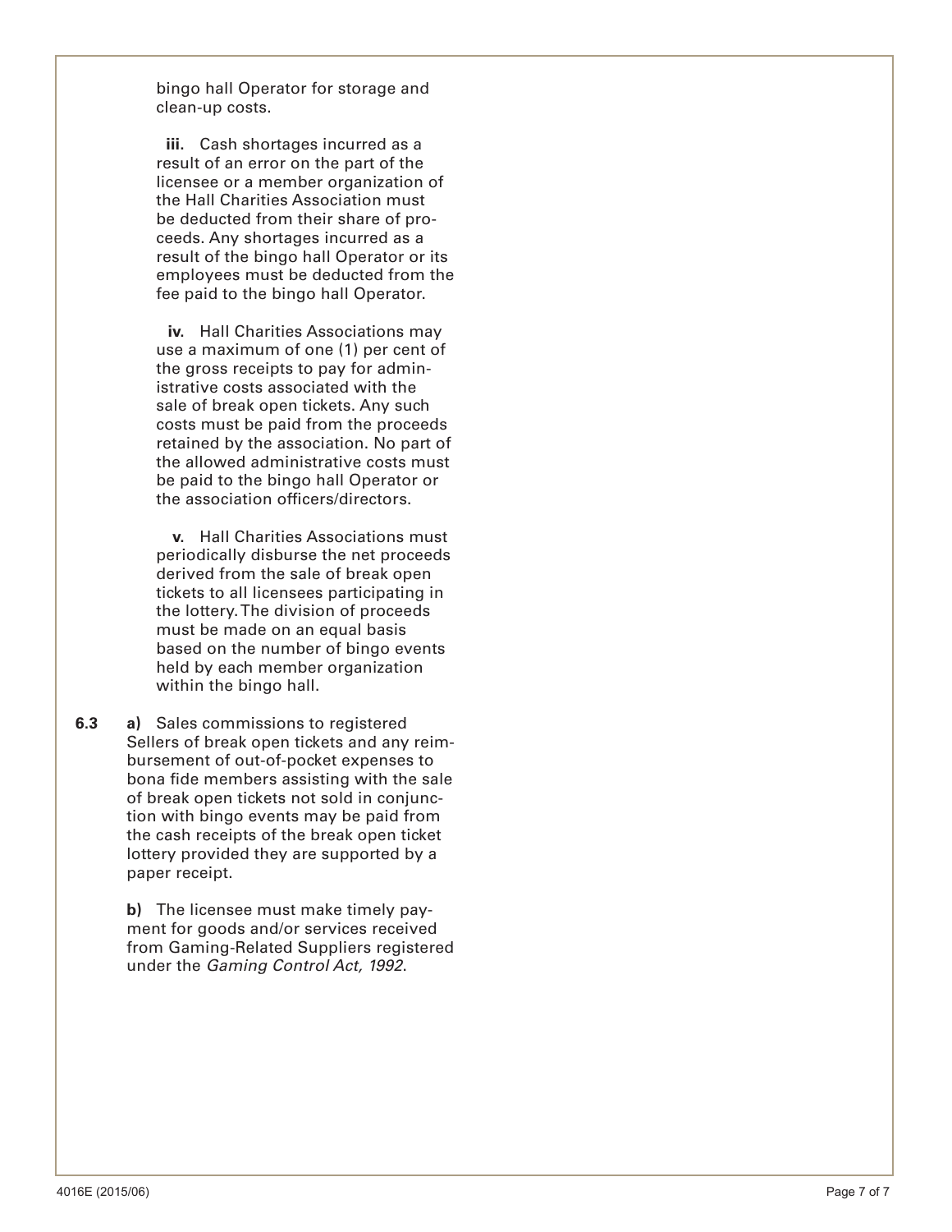bingo hall Operator for storage and clean-up costs.

**iii.** Cash shortages incurred as a result of an error on the part of the licensee or a member organization of the Hall Charities Association must be deducted from their share of proceeds. Any shortages incurred as a result of the bingo hall Operator or its employees must be deducted from the fee paid to the bingo hall Operator.

**iv.** Hall Charities Associations may use a maximum of one (1) per cent of the gross receipts to pay for administrative costs associated with the sale of break open tickets. Any such costs must be paid from the proceeds retained by the association. No part of the allowed administrative costs must be paid to the bingo hall Operator or the association officers/directors.

**v.** Hall Charities Associations must periodically disburse the net proceeds derived from the sale of break open tickets to all licensees participating in the lottery. The division of proceeds must be made on an equal basis based on the number of bingo events held by each member organization within the bingo hall.

**6.3** **a)** Sales commissions to registered Sellers of break open tickets and any reimbursement of out-of-pocket expenses to bona fide members assisting with the sale of break open tickets not sold in conjunction with bingo events may be paid from the cash receipts of the break open ticket lottery provided they are supported by a paper receipt.

**b)** The licensee must make timely payment for goods and/or services received from Gaming-Related Suppliers registered under the *Gaming Control Act, 1992*.

4016E (2015/06)